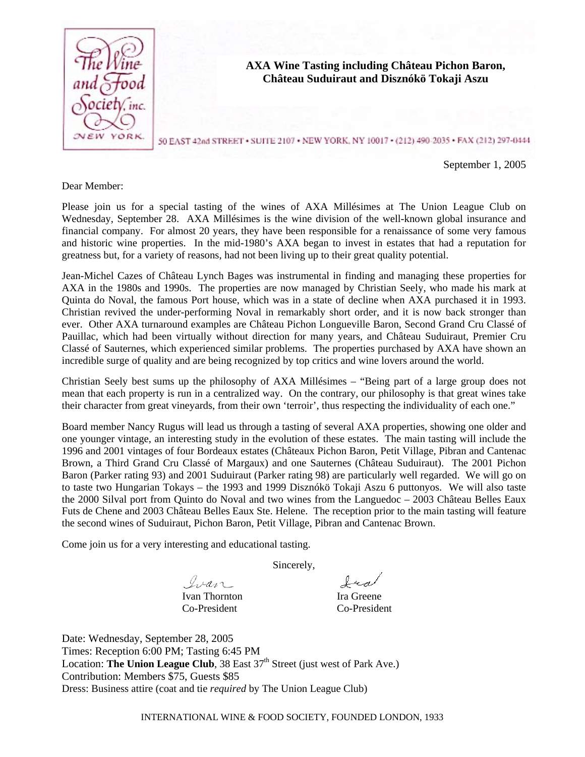The Wine and Food Society, inc. NEW YORK

# AXA Wine Tasting including Château Pichon Baron, Château Suduiraut and Disznókö Tokaji Aszu

50 EAST 42nd STREET • SUITE 2107 • NEW YORK, NY 10017 • (212) 490-2035 • FAX (212) 297-0444

September 1, 2005

Dear Member:

Please join us for a special tasting of the wines of AXA Millésimes at The Union League Club on Wednesday, September 28. AXA Millésimes is the wine division of the well-known global insurance and financial company. For almost 20 years, they have been responsible for a renaissance of some very famous and historic wine properties. In the mid-1980's AXA began to invest in estates that had a reputation for greatness but, for a variety of reasons, had not been living up to their great quality potential.

Jean-Michel Cazes of Château Lynch Bages was instrumental in finding and managing these properties for AXA in the 1980s and 1990s. The properties are now managed by Christian Seely, who made his mark at Quinta do Noval, the famous Port house, which was in a state of decline when AXA purchased it in 1993. Christian revived the under-performing Noval in remarkably short order, and it is now back stronger than ever. Other AXA turnaround examples are Château Pichon Longueville Baron, Second Grand Cru Classé of Pauillac, which had been virtually without direction for many years, and Château Suduiraut, Premier Cru Classé of Sauternes, which experienced similar problems. The properties purchased by AXA have shown an incredible surge of quality and are being recognized by top critics and wine lovers around the world.

Christian Seely best sums up the philosophy of AXA Millésimes – "Being part of a large group does not mean that each property is run in a centralized way. On the contrary, our philosophy is that great wines take their character from great vineyards, from their own 'terroir', thus respecting the individuality of each one."

Board member Nancy Rugus will lead us through a tasting of several AXA properties, showing one older and one younger vintage, an interesting study in the evolution of these estates. The main tasting will include the 1996 and 2001 vintages of four Bordeaux estates (Châteaux Pichon Baron, Petit Village, Pibran and Cantenac Brown, a Third Grand Cru Classé of Margaux) and one Sauternes (Château Suduiraut). The 2001 Pichon Baron (Parker rating 93) and 2001 Suduiraut (Parker rating 98) are particularly well regarded. We will go on to taste two Hungarian Tokays – the 1993 and 1999 Disznókö Tokaji Aszu 6 puttonyos. We will also taste the 2000 Silval port from Quinto do Noval and two wines from the Languedoc – 2003 Château Belles Eaux Futs de Chene and 2003 Château Belles Eaux Ste. Helene. The reception prior to the main tasting will feature the second wines of Suduiraut, Pichon Baron, Petit Village, Pibran and Cantenac Brown.

Come join us for a very interesting and educational tasting.

Sincerely,

Ivan Thornton
Co-President

Ira Greene
Co-President

Date: Wednesday, September 28, 2005
Times: Reception 6:00 PM; Tasting 6:45 PM
Location: **The Union League Club**, 38 East 37th Street (just west of Park Ave.)
Contribution: Members $75, Guests $85
Dress: Business attire (coat and tie *required* by The Union League Club)

INTERNATIONAL WINE & FOOD SOCIETY, FOUNDED LONDON, 1933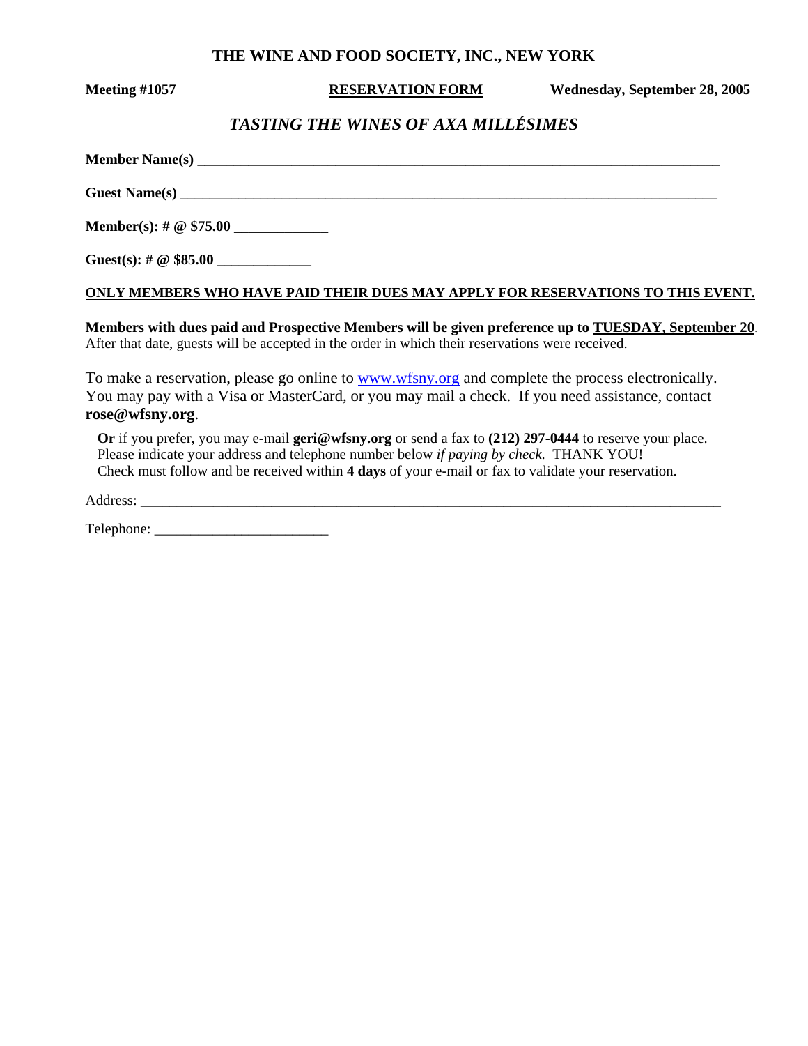**THE WINE AND FOOD SOCIETY, INC., NEW YORK**

**Meeting #1057** **RESERVATION FORM** **Wednesday, September 28, 2005**

## *TASTING THE WINES OF AXA MILLÉSIMES*

**Member Name(s)** ____________________________________________________________________________

**Guest Name(s)** ______________________________________________________________________________

**Member(s): # @ $75.00** _____________

**Guest(s): # @ $85.00** _____________

**ONLY MEMBERS WHO HAVE PAID THEIR DUES MAY APPLY FOR RESERVATIONS TO THIS EVENT.**

**Members with dues paid and Prospective Members will be given preference up to TUESDAY, September 20**. After that date, guests will be accepted in the order in which their reservations were received.

To make a reservation, please go online to www.wfsny.org and complete the process electronically. You may pay with a Visa or MasterCard, or you may mail a check. If you need assistance, contact **rose@wfsny.org**.

**Or** if you prefer, you may e-mail **geri@wfsny.org** or send a fax to **(212) 297-0444** to reserve your place. Please indicate your address and telephone number below *if paying by check*. THANK YOU! Check must follow and be received within **4 days** of your e-mail or fax to validate your reservation.

Address: ____________________________________________________________________________________

Telephone: ________________________